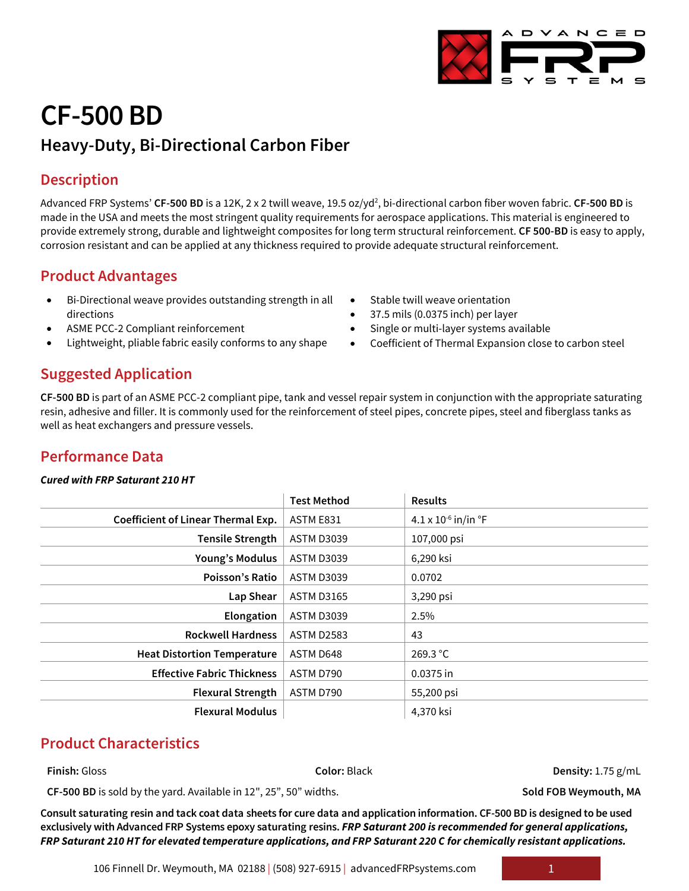ADVANCED FRP SYSTEMS

# CF-500 BD

## Heavy-Duty, Bi-Directional Carbon Fiber

### Description

Advanced FRP Systems' **CF-500 BD** is a 12K, 2 x 2 twill weave, 19.5 oz/yd$^2$, bi-directional carbon fiber woven fabric. **CF-500 BD** is made in the USA and meets the most stringent quality requirements for aerospace applications. This material is engineered to provide extremely strong, durable and lightweight composites for long term structural reinforcement. **CF 500-BD** is easy to apply, corrosion resistant and can be applied at any thickness required to provide adequate structural reinforcement.

### Product Advantages

- Bi-Directional weave provides outstanding strength in all directions
- ASME PCC-2 Compliant reinforcement
- Lightweight, pliable fabric easily conforms to any shape
- Stable twill weave orientation
- 37.5 mils (0.0375 inch) per layer
- Single or multi-layer systems available
- Coefficient of Thermal Expansion close to carbon steel

### Suggested Application

**CF-500 BD** is part of an ASME PCC-2 compliant pipe, tank and vessel repair system in conjunction with the appropriate saturating resin, adhesive and filler. It is commonly used for the reinforcement of steel pipes, concrete pipes, steel and fiberglass tanks as well as heat exchangers and pressure vessels.

### Performance Data

***Cured with FRP Saturant 210 HT***

| | Test Method | Results |
|---|---|---|
| **Coefficient of Linear Thermal Exp.** | ASTM E831 | $4.1 \times 10^{-6}$ in/in °F |
| **Tensile Strength** | ASTM D3039 | 107,000 psi |
| **Young's Modulus** | ASTM D3039 | 6,290 ksi |
| **Poisson's Ratio** | ASTM D3039 | 0.0702 |
| **Lap Shear** | ASTM D3165 | 3,290 psi |
| **Elongation** | ASTM D3039 | 2.5% |
| **Rockwell Hardness** | ASTM D2583 | 43 |
| **Heat Distortion Temperature** | ASTM D648 | 269.3 °C |
| **Effective Fabric Thickness** | ASTM D790 | 0.0375 in |
| **Flexural Strength** | ASTM D790 | 55,200 psi |
| **Flexural Modulus** | | 4,370 ksi |

### Product Characteristics

**Finish:** Gloss **Color:** Black **Density:** 1.75 g/mL

**CF-500 BD** is sold by the yard. Available in 12", 25", 50" widths. **Sold FOB Weymouth, MA**

**Consult saturating resin and tack coat data sheets for cure data and application information. CF-500 BD is designed to be used exclusively with Advanced FRP Systems epoxy saturating resins. *FRP Saturant 200 is recommended for general applications, FRP Saturant 210 HT for elevated temperature applications, and FRP Saturant 220 C for chemically resistant applications.***

106 Finnell Dr. Weymouth, MA 02188 | (508) 927-6915 | advancedFRPsystems.com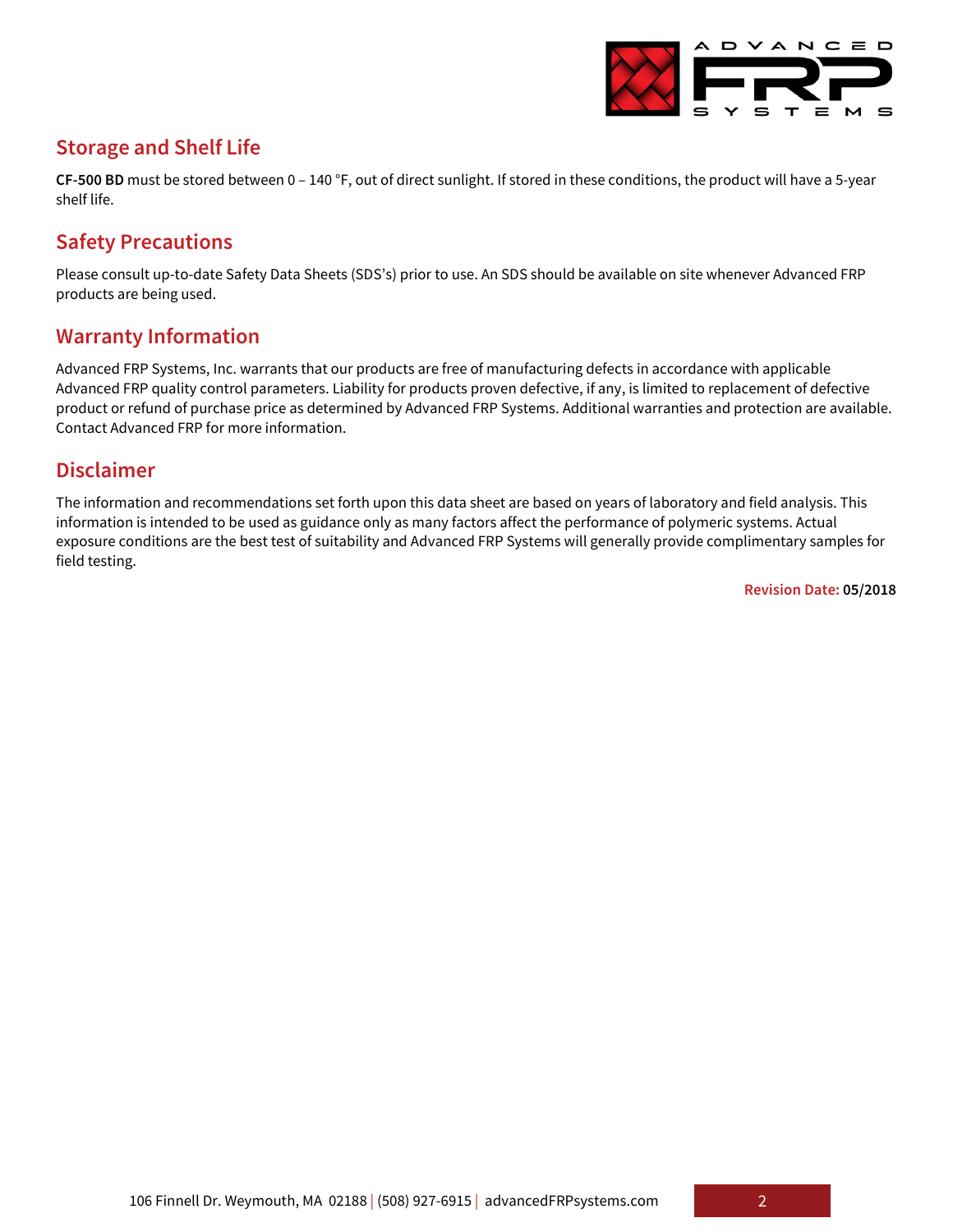## Storage and Shelf Life

**CF-500 BD** must be stored between 0 – 140 °F, out of direct sunlight. If stored in these conditions, the product will have a 5-year shelf life.

## Safety Precautions

Please consult up-to-date Safety Data Sheets (SDS's) prior to use. An SDS should be available on site whenever Advanced FRP products are being used.

## Warranty Information

Advanced FRP Systems, Inc. warrants that our products are free of manufacturing defects in accordance with applicable Advanced FRP quality control parameters. Liability for products proven defective, if any, is limited to replacement of defective product or refund of purchase price as determined by Advanced FRP Systems. Additional warranties and protection are available. Contact Advanced FRP for more information.

## Disclaimer

The information and recommendations set forth upon this data sheet are based on years of laboratory and field analysis. This information is intended to be used as guidance only as many factors affect the performance of polymeric systems. Actual exposure conditions are the best test of suitability and Advanced FRP Systems will generally provide complimentary samples for field testing.

**Revision Date: 05/2018**

106 Finnell Dr. Weymouth, MA 02188 | (508) 927-6915 | advancedFRPsystems.com